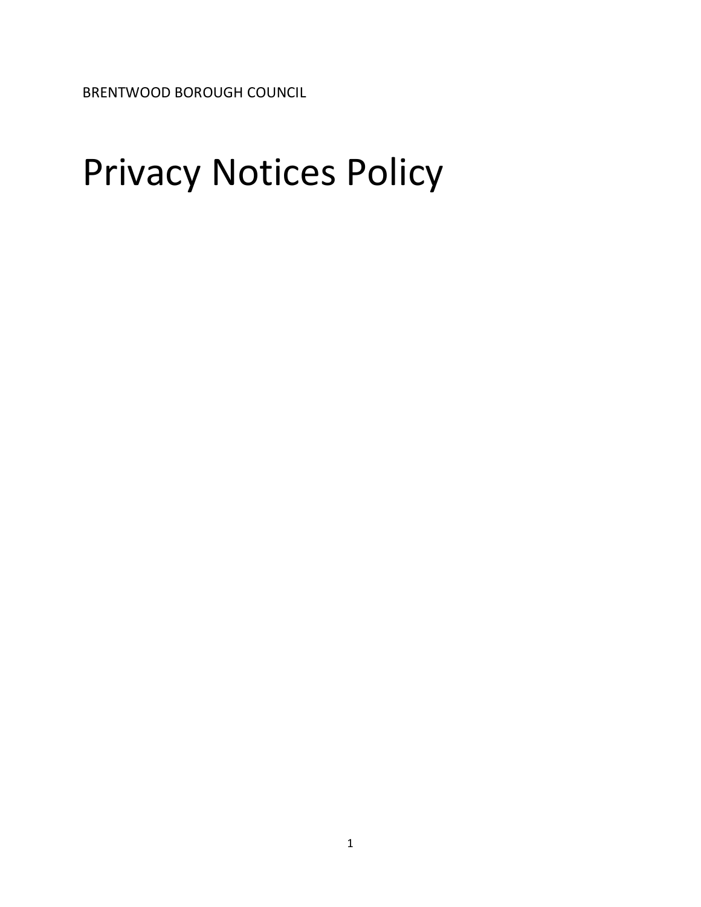BRENTWOOD BOROUGH COUNCIL

# Privacy Notices Policy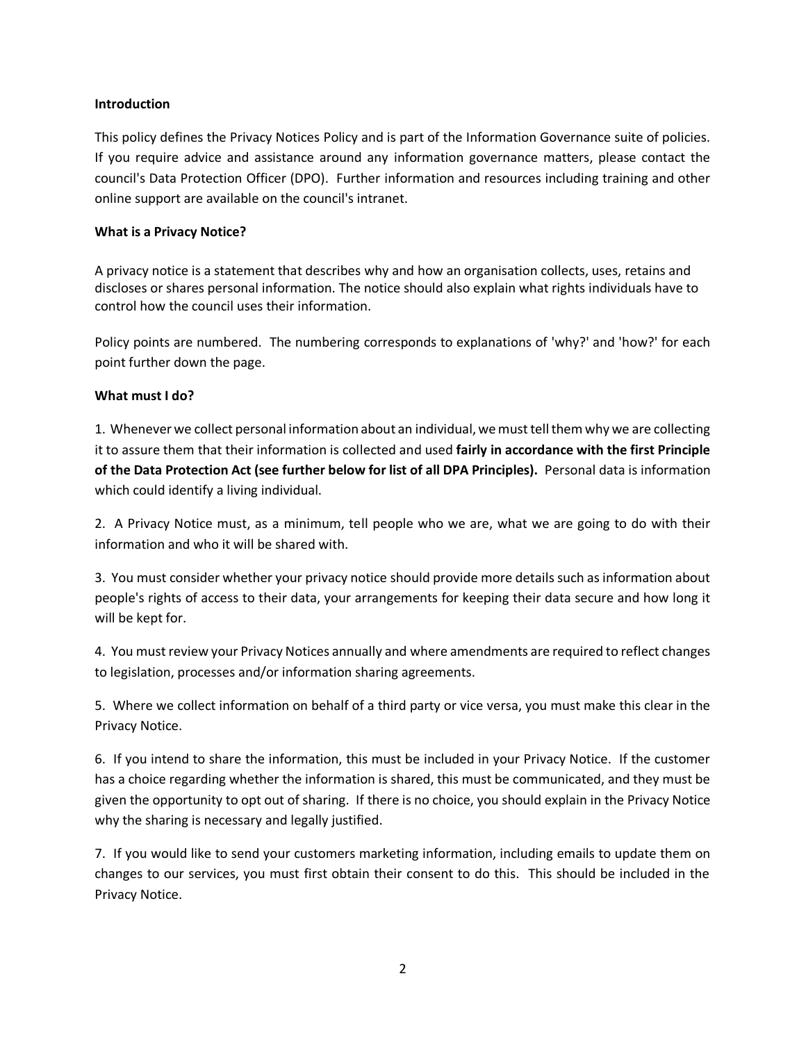**Introduction**

This policy defines the Privacy Notices Policy and is part of the Information Governance suite of policies. If you require advice and assistance around any information governance matters, please contact the council's Data Protection Officer (DPO). Further information and resources including training and other online support are available on the council's intranet.

**What is a Privacy Notice?**

A privacy notice is a statement that describes why and how an organisation collects, uses, retains and discloses or shares personal information. The notice should also explain what rights individuals have to control how the council uses their information.

Policy points are numbered. The numbering corresponds to explanations of 'why?' and 'how?' for each point further down the page.

**What must I do?**

1. Whenever we collect personal information about an individual, we must tell them why we are collecting it to assure them that their information is collected and used **fairly in accordance with the first Principle of the Data Protection Act (see further below for list of all DPA Principles).** Personal data is information which could identify a living individual.

2. A Privacy Notice must, as a minimum, tell people who we are, what we are going to do with their information and who it will be shared with.

3. You must consider whether your privacy notice should provide more details such as information about people's rights of access to their data, your arrangements for keeping their data secure and how long it will be kept for.

4. You must review your Privacy Notices annually and where amendments are required to reflect changes to legislation, processes and/or information sharing agreements.

5. Where we collect information on behalf of a third party or vice versa, you must make this clear in the Privacy Notice.

6. If you intend to share the information, this must be included in your Privacy Notice. If the customer has a choice regarding whether the information is shared, this must be communicated, and they must be given the opportunity to opt out of sharing. If there is no choice, you should explain in the Privacy Notice why the sharing is necessary and legally justified.

7. If you would like to send your customers marketing information, including emails to update them on changes to our services, you must first obtain their consent to do this. This should be included in the Privacy Notice.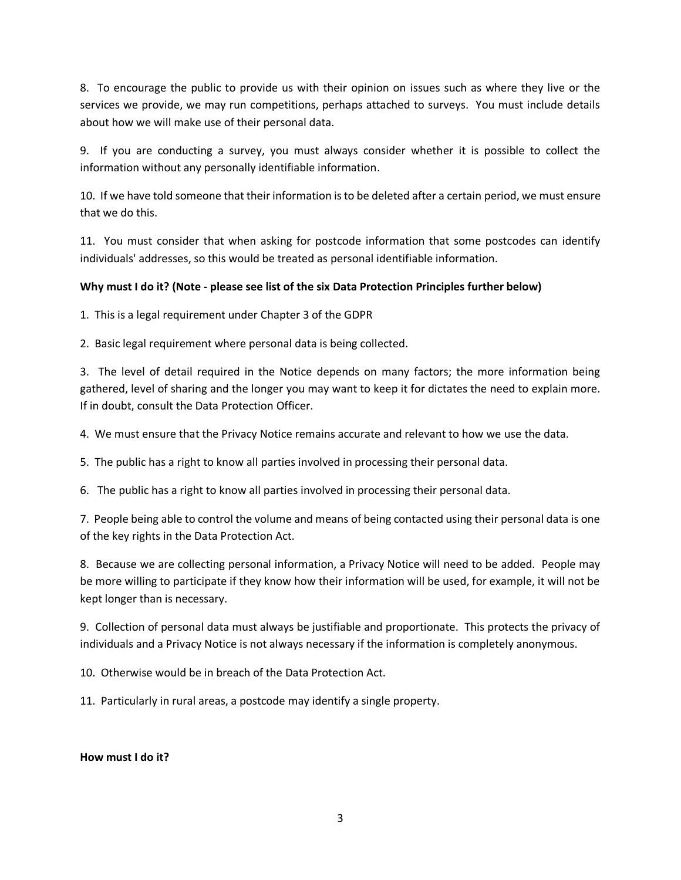8. To encourage the public to provide us with their opinion on issues such as where they live or the services we provide, we may run competitions, perhaps attached to surveys. You must include details about how we will make use of their personal data.

9. If you are conducting a survey, you must always consider whether it is possible to collect the information without any personally identifiable information.

10. If we have told someone that their information is to be deleted after a certain period, we must ensure that we do this.

11. You must consider that when asking for postcode information that some postcodes can identify individuals' addresses, so this would be treated as personal identifiable information.

**Why must I do it? (Note - please see list of the six Data Protection Principles further below)**

1. This is a legal requirement under Chapter 3 of the GDPR

2. Basic legal requirement where personal data is being collected.

3. The level of detail required in the Notice depends on many factors; the more information being gathered, level of sharing and the longer you may want to keep it for dictates the need to explain more. If in doubt, consult the Data Protection Officer.

4. We must ensure that the Privacy Notice remains accurate and relevant to how we use the data.

5. The public has a right to know all parties involved in processing their personal data.

6. The public has a right to know all parties involved in processing their personal data.

7. People being able to control the volume and means of being contacted using their personal data is one of the key rights in the Data Protection Act.

8. Because we are collecting personal information, a Privacy Notice will need to be added. People may be more willing to participate if they know how their information will be used, for example, it will not be kept longer than is necessary.

9. Collection of personal data must always be justifiable and proportionate. This protects the privacy of individuals and a Privacy Notice is not always necessary if the information is completely anonymous.

10. Otherwise would be in breach of the Data Protection Act.

11. Particularly in rural areas, a postcode may identify a single property.

**How must I do it?**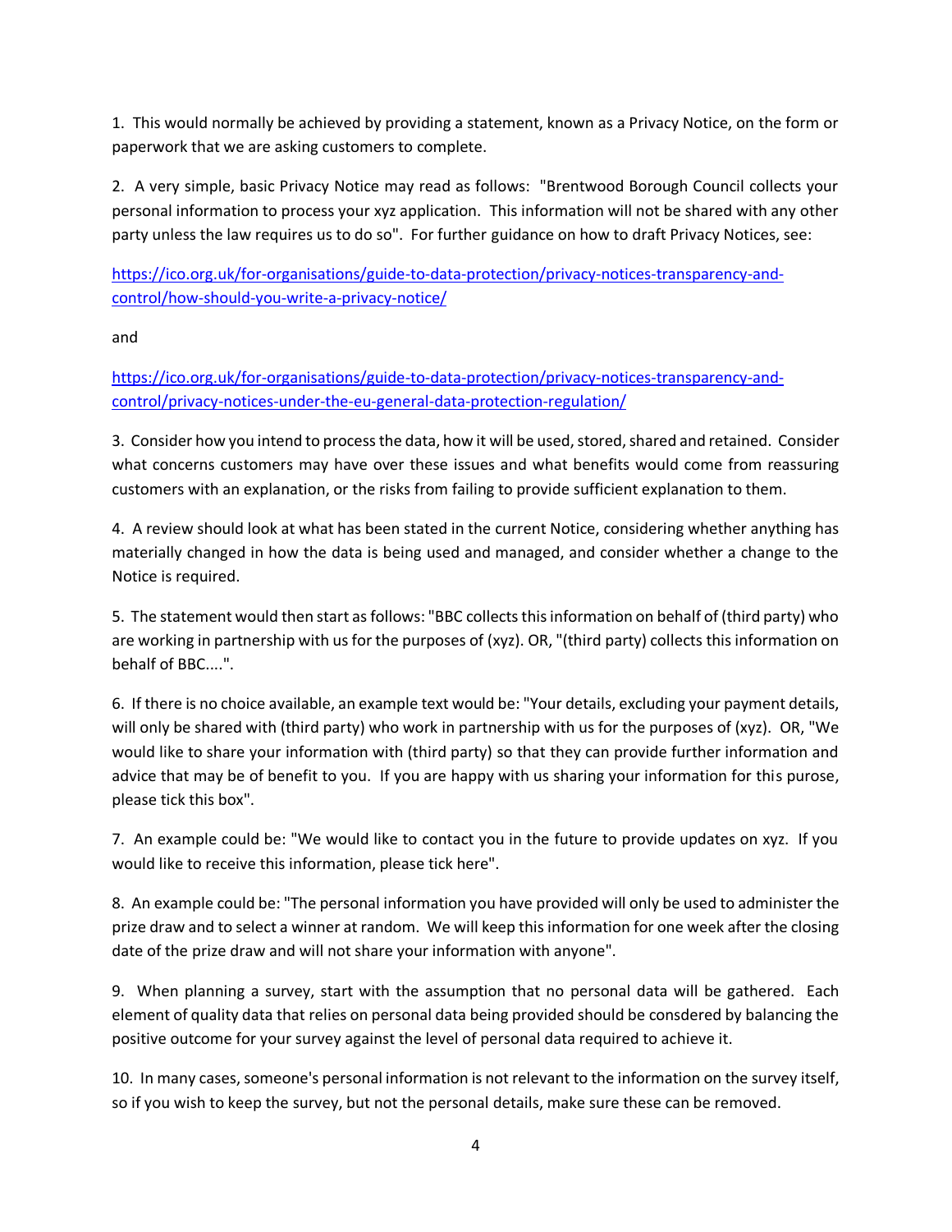1. This would normally be achieved by providing a statement, known as a Privacy Notice, on the form or paperwork that we are asking customers to complete.

2. A very simple, basic Privacy Notice may read as follows: "Brentwood Borough Council collects your personal information to process your xyz application. This information will not be shared with any other party unless the law requires us to do so". For further guidance on how to draft Privacy Notices, see:

https://ico.org.uk/for-organisations/guide-to-data-protection/privacy-notices-transparency-and-control/how-should-you-write-a-privacy-notice/

and

https://ico.org.uk/for-organisations/guide-to-data-protection/privacy-notices-transparency-and-control/privacy-notices-under-the-eu-general-data-protection-regulation/

3. Consider how you intend to process the data, how it will be used, stored, shared and retained. Consider what concerns customers may have over these issues and what benefits would come from reassuring customers with an explanation, or the risks from failing to provide sufficient explanation to them.

4. A review should look at what has been stated in the current Notice, considering whether anything has materially changed in how the data is being used and managed, and consider whether a change to the Notice is required.

5. The statement would then start as follows: "BBC collects this information on behalf of (third party) who are working in partnership with us for the purposes of (xyz). OR, "(third party) collects this information on behalf of BBC....".

6. If there is no choice available, an example text would be: "Your details, excluding your payment details, will only be shared with (third party) who work in partnership with us for the purposes of (xyz). OR, "We would like to share your information with (third party) so that they can provide further information and advice that may be of benefit to you. If you are happy with us sharing your information for this purose, please tick this box".

7. An example could be: "We would like to contact you in the future to provide updates on xyz. If you would like to receive this information, please tick here".

8. An example could be: "The personal information you have provided will only be used to administer the prize draw and to select a winner at random. We will keep this information for one week after the closing date of the prize draw and will not share your information with anyone".

9. When planning a survey, start with the assumption that no personal data will be gathered. Each element of quality data that relies on personal data being provided should be consdered by balancing the positive outcome for your survey against the level of personal data required to achieve it.

10. In many cases, someone's personal information is not relevant to the information on the survey itself, so if you wish to keep the survey, but not the personal details, make sure these can be removed.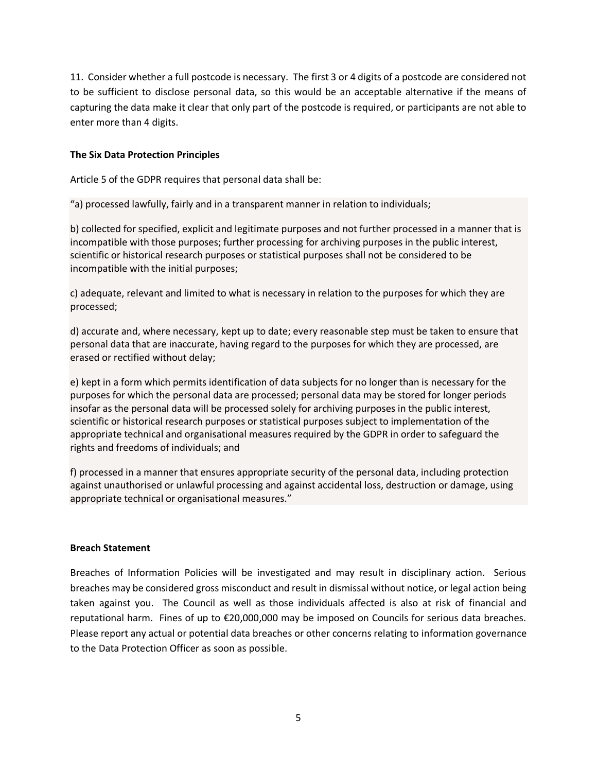11. Consider whether a full postcode is necessary. The first 3 or 4 digits of a postcode are considered not to be sufficient to disclose personal data, so this would be an acceptable alternative if the means of capturing the data make it clear that only part of the postcode is required, or participants are not able to enter more than 4 digits.

**The Six Data Protection Principles**

Article 5 of the GDPR requires that personal data shall be:

"a) processed lawfully, fairly and in a transparent manner in relation to individuals;

b) collected for specified, explicit and legitimate purposes and not further processed in a manner that is incompatible with those purposes; further processing for archiving purposes in the public interest, scientific or historical research purposes or statistical purposes shall not be considered to be incompatible with the initial purposes;

c) adequate, relevant and limited to what is necessary in relation to the purposes for which they are processed;

d) accurate and, where necessary, kept up to date; every reasonable step must be taken to ensure that personal data that are inaccurate, having regard to the purposes for which they are processed, are erased or rectified without delay;

e) kept in a form which permits identification of data subjects for no longer than is necessary for the purposes for which the personal data are processed; personal data may be stored for longer periods insofar as the personal data will be processed solely for archiving purposes in the public interest, scientific or historical research purposes or statistical purposes subject to implementation of the appropriate technical and organisational measures required by the GDPR in order to safeguard the rights and freedoms of individuals; and

f) processed in a manner that ensures appropriate security of the personal data, including protection against unauthorised or unlawful processing and against accidental loss, destruction or damage, using appropriate technical or organisational measures."

**Breach Statement**

Breaches of Information Policies will be investigated and may result in disciplinary action. Serious breaches may be considered gross misconduct and result in dismissal without notice, or legal action being taken against you. The Council as well as those individuals affected is also at risk of financial and reputational harm. Fines of up to €20,000,000 may be imposed on Councils for serious data breaches. Please report any actual or potential data breaches or other concerns relating to information governance to the Data Protection Officer as soon as possible.